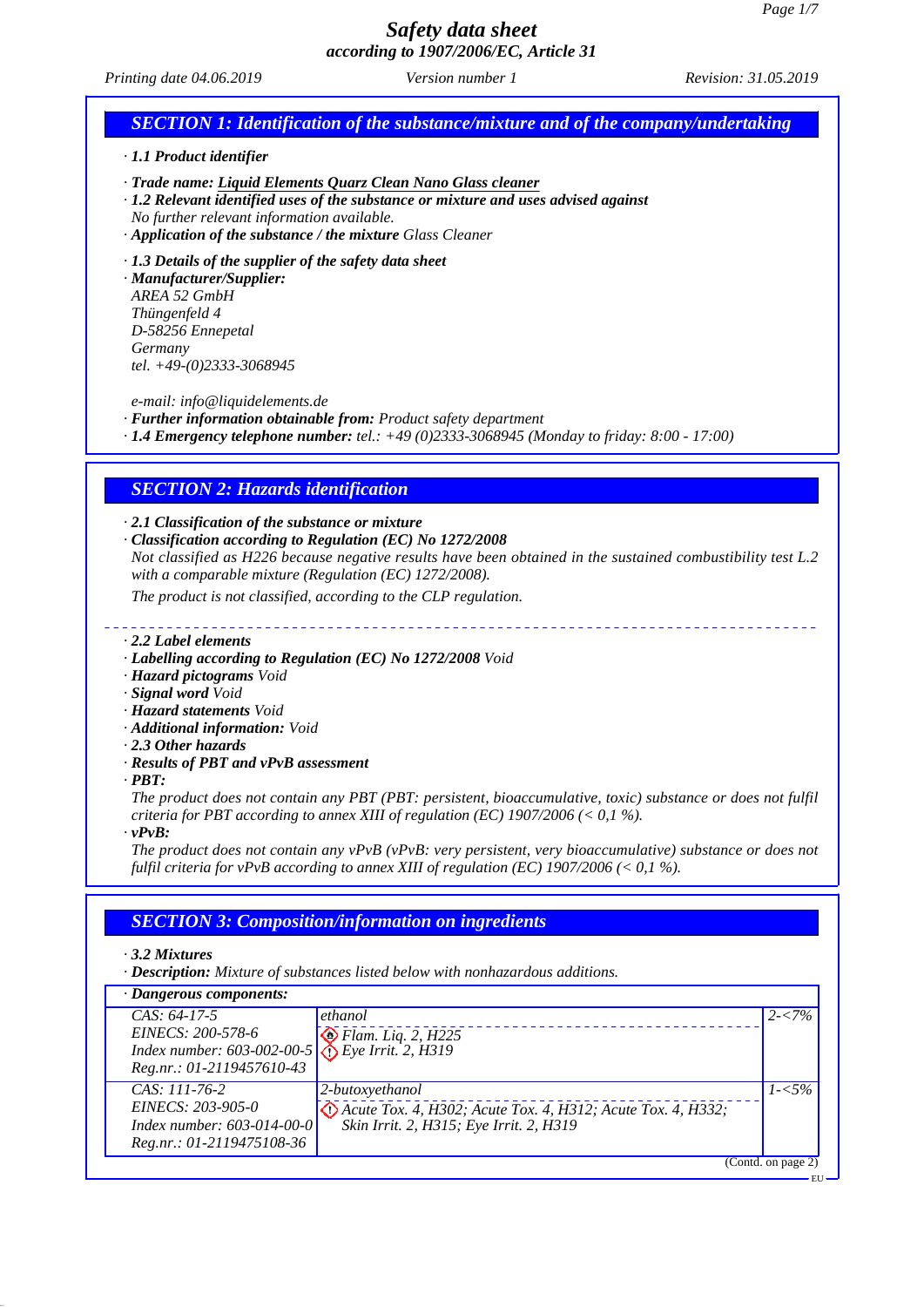# Safety data sheet
## according to 1907/2006/EC, Article 31

*Printing date 04.06.2019* *Version number 1* *Revision: 31.05.2019*

## SECTION 1: Identification of the substance/mixture and of the company/undertaking

· **1.1 Product identifier**

· **Trade name: Liquid Elements Quarz Clean Nano Glass cleaner**
· **1.2 Relevant identified uses of the substance or mixture and uses advised against**
No further relevant information available.
· **Application of the substance / the mixture** Glass Cleaner

· **1.3 Details of the supplier of the safety data sheet**
· **Manufacturer/Supplier:**
AREA 52 GmbH
Thüngenfeld 4
D-58256 Ennepetal
Germany
tel. +49-(0)2333-3068945

e-mail: info@liquidelements.de
· **Further information obtainable from:** Product safety department
· **1.4 Emergency telephone number:** tel.: +49 (0)2333-3068945 (Monday to friday: 8:00 - 17:00)

## SECTION 2: Hazards identification

· **2.1 Classification of the substance or mixture**
· **Classification according to Regulation (EC) No 1272/2008**
Not classified as H226 because negative results have been obtained in the sustained combustibility test L.2 with a comparable mixture (Regulation (EC) 1272/2008).

The product is not classified, according to the CLP regulation.

· **2.2 Label elements**
· **Labelling according to Regulation (EC) No 1272/2008** Void
· **Hazard pictograms** Void
· **Signal word** Void
· **Hazard statements** Void
· **Additional information:** Void
· **2.3 Other hazards**
· **Results of PBT and vPvB assessment**
· **PBT:**
The product does not contain any PBT (PBT: persistent, bioaccumulative, toxic) substance or does not fulfil criteria for PBT according to annex XIII of regulation (EC) 1907/2006 (< 0,1 %).
· **vPvB:**
The product does not contain any vPvB (vPvB: very persistent, very bioaccumulative) substance or does not fulfil criteria for vPvB according to annex XIII of regulation (EC) 1907/2006 (< 0,1 %).

## SECTION 3: Composition/information on ingredients

· **3.2 Mixtures**
· **Description:** Mixture of substances listed below with nonhazardous additions.

| · Dangerous components: | | |
|---|---|---|
| CAS: 64-17-5<br>EINECS: 200-578-6<br>Index number: 603-002-00-5<br>Reg.nr.: 01-2119457610-43 | ethanol<br>Flam. Liq. 2, H225<br>Eye Irrit. 2, H319 | 2-<7% |
| CAS: 111-76-2<br>EINECS: 203-905-0<br>Index number: 603-014-00-0<br>Reg.nr.: 01-2119475108-36 | 2-butoxyethanol<br>Acute Tox. 4, H302; Acute Tox. 4, H312; Acute Tox. 4, H332; Skin Irrit. 2, H315; Eye Irrit. 2, H319 | 1-<5% |

(Contd. on page 2)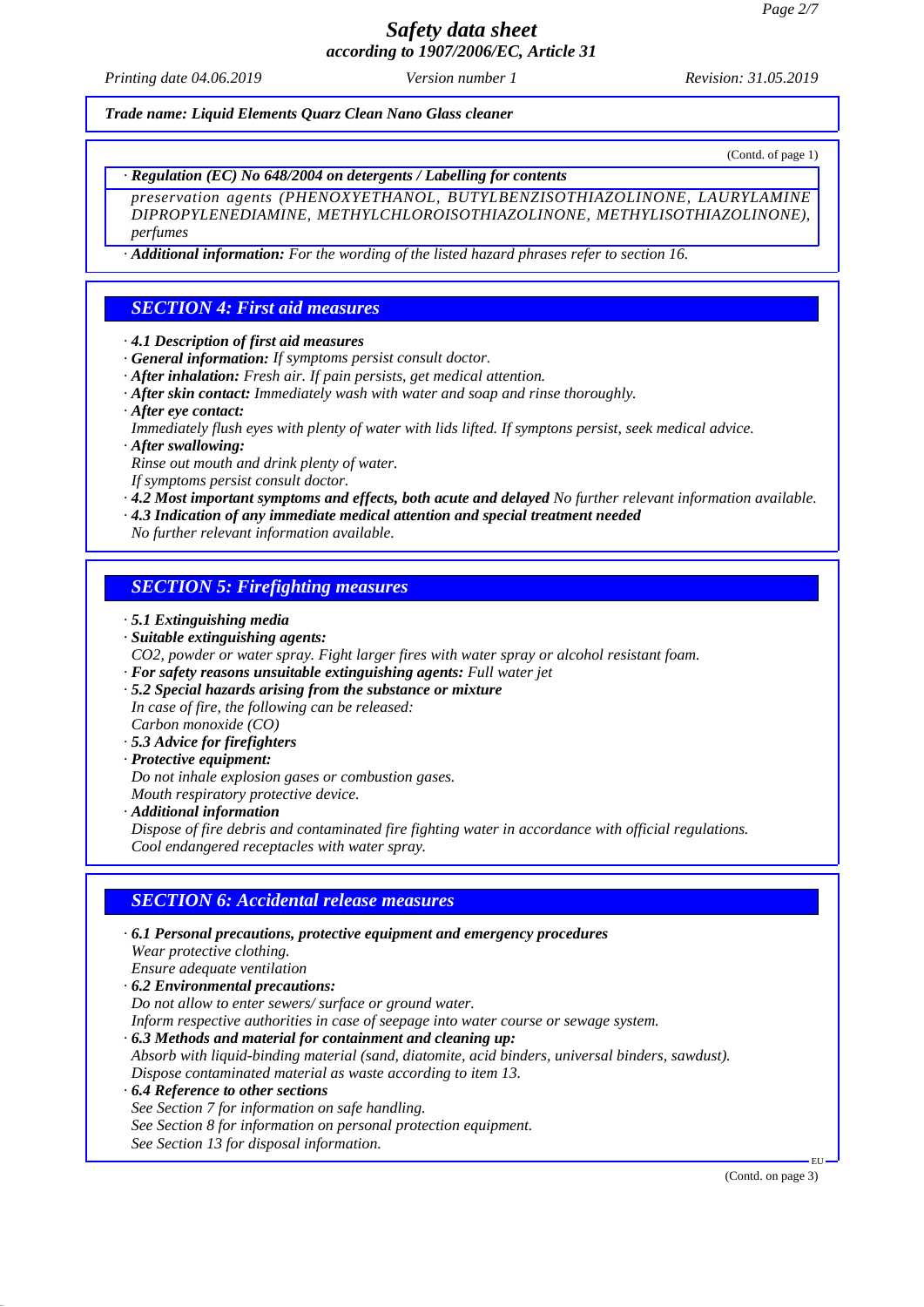*Trade name: Liquid Elements Quarz Clean Nano Glass cleaner*

(Contd. of page 1)

· **Regulation (EC) No 648/2004 on detergents / Labelling for contents**

preservation agents (PHENOXYETHANOL, BUTYLBENZISOTHIAZOLINONE, LAURYLAMINE DIPROPYLENEDIAMINE, METHYLCHLOROISOTHIAZOLINONE, METHYLISOTHIAZOLINONE), perfumes

· **Additional information:** For the wording of the listed hazard phrases refer to section 16.

## SECTION 4: First aid measures

· **4.1 Description of first aid measures**
· **General information:** If symptoms persist consult doctor.
· **After inhalation:** Fresh air. If pain persists, get medical attention.
· **After skin contact:** Immediately wash with water and soap and rinse thoroughly.
· **After eye contact:**
Immediately flush eyes with plenty of water with lids lifted. If symptons persist, seek medical advice.
· **After swallowing:**
Rinse out mouth and drink plenty of water.
If symptoms persist consult doctor.
· **4.2 Most important symptoms and effects, both acute and delayed** No further relevant information available.
· **4.3 Indication of any immediate medical attention and special treatment needed**
No further relevant information available.

## SECTION 5: Firefighting measures

· **5.1 Extinguishing media**
· **Suitable extinguishing agents:**
$CO_2$, powder or water spray. Fight larger fires with water spray or alcohol resistant foam.
· **For safety reasons unsuitable extinguishing agents:** Full water jet
· **5.2 Special hazards arising from the substance or mixture**
In case of fire, the following can be released:
Carbon monoxide (CO)
· **5.3 Advice for firefighters**
· **Protective equipment:**
Do not inhale explosion gases or combustion gases.
Mouth respiratory protective device.
· **Additional information**
Dispose of fire debris and contaminated fire fighting water in accordance with official regulations.
Cool endangered receptacles with water spray.

## SECTION 6: Accidental release measures

· **6.1 Personal precautions, protective equipment and emergency procedures**
Wear protective clothing.
Ensure adequate ventilation
· **6.2 Environmental precautions:**
Do not allow to enter sewers/ surface or ground water.
Inform respective authorities in case of seepage into water course or sewage system.
· **6.3 Methods and material for containment and cleaning up:**
Absorb with liquid-binding material (sand, diatomite, acid binders, universal binders, sawdust).
Dispose contaminated material as waste according to item 13.
· **6.4 Reference to other sections**
See Section 7 for information on safe handling.
See Section 8 for information on personal protection equipment.
See Section 13 for disposal information.

(Contd. on page 3)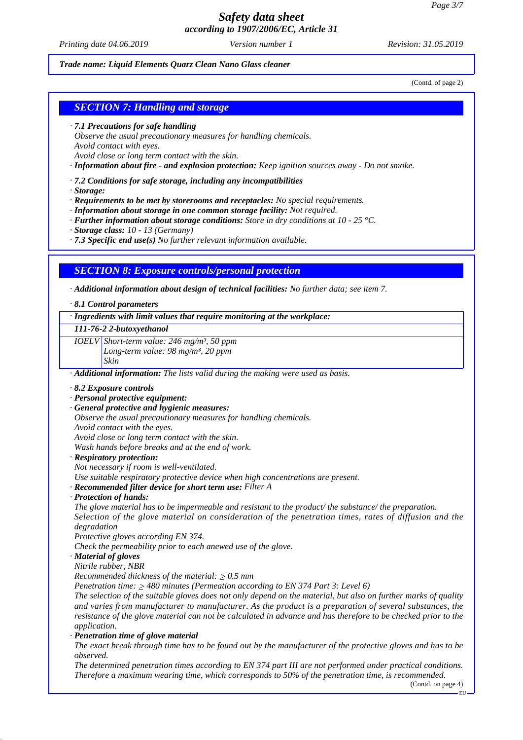*Trade name: Liquid Elements Quarz Clean Nano Glass cleaner*

(Contd. of page 2)

## SECTION 7: Handling and storage

· ***7.1 Precautions for safe handling***
*Observe the usual precautionary measures for handling chemicals.*
*Avoid contact with eyes.*
*Avoid close or long term contact with the skin.*
· ***Information about fire - and explosion protection:*** *Keep ignition sources away - Do not smoke.*

· ***7.2 Conditions for safe storage, including any incompatibilities***
· ***Storage:***
· ***Requirements to be met by storerooms and receptacles:*** *No special requirements.*
· ***Information about storage in one common storage facility:*** *Not required.*
· ***Further information about storage conditions:*** *Store in dry conditions at 10 - 25 °C.*
· ***Storage class:*** *10 - 13 (Germany)*
· ***7.3 Specific end use(s)*** *No further relevant information available.*

## SECTION 8: Exposure controls/personal protection

· ***Additional information about design of technical facilities:*** *No further data; see item 7.*

· ***8.1 Control parameters***

| · Ingredients with limit values that require monitoring at the workplace: | |
|---|---|
| **111-76-2 2-butoxyethanol** | |
| IOELV | Short-term value: 246 mg/m³, 50 ppm<br>Long-term value: 98 mg/m³, 20 ppm<br>Skin |

· ***Additional information:*** *The lists valid during the making were used as basis.*

· ***8.2 Exposure controls***
· ***Personal protective equipment:***
· ***General protective and hygienic measures:***
*Observe the usual precautionary measures for handling chemicals.*
*Avoid contact with the eyes.*
*Avoid close or long term contact with the skin.*
*Wash hands before breaks and at the end of work.*
· ***Respiratory protection:***
*Not necessary if room is well-ventilated.*
*Use suitable respiratory protective device when high concentrations are present.*
· ***Recommended filter device for short term use:*** *Filter A*
· ***Protection of hands:***
*The glove material has to be impermeable and resistant to the product/ the substance/ the preparation.*
*Selection of the glove material on consideration of the penetration times, rates of diffusion and the degradation*
*Protective gloves according EN 374.*
*Check the permeability prior to each anewed use of the glove.*
· ***Material of gloves***
*Nitrile rubber, NBR*
*Recommended thickness of the material: $\geq$ 0.5 mm*
*Penetration time: $\geq$ 480 minutes (Permeation according to EN 374 Part 3: Level 6)*
*The selection of the suitable gloves does not only depend on the material, but also on further marks of quality and varies from manufacturer to manufacturer. As the product is a preparation of several substances, the resistance of the glove material can not be calculated in advance and has therefore to be checked prior to the application.*
· ***Penetration time of glove material***
*The exact break through time has to be found out by the manufacturer of the protective gloves and has to be observed.*
*The determined penetration times according to EN 374 part III are not performed under practical conditions. Therefore a maximum wearing time, which corresponds to 50% of the penetration time, is recommended.*

(Contd. on page 4)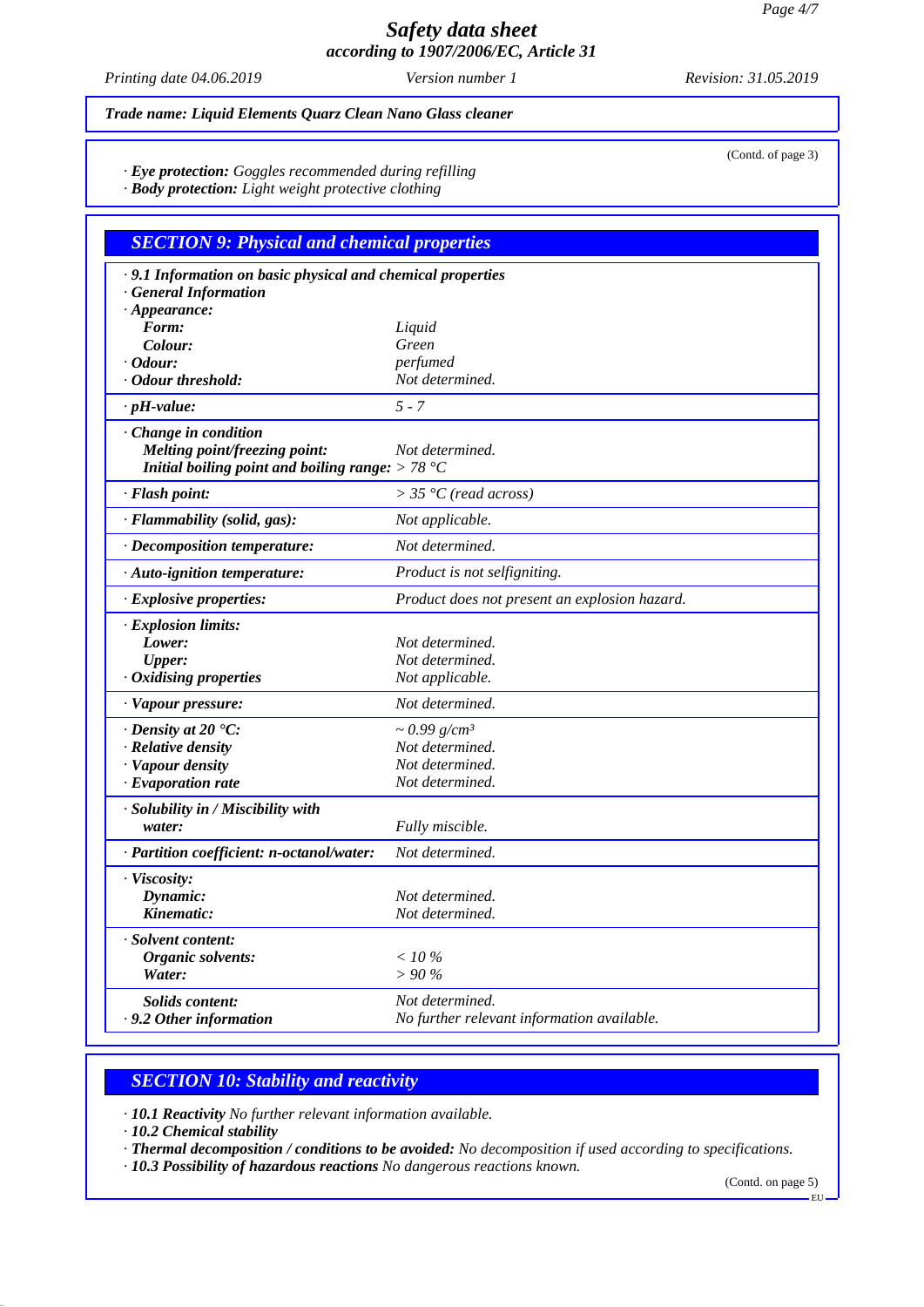**Trade name: Liquid Elements Quartz Clean Nano Glass cleaner**

(Contd. of page 3)

· **Eye protection:** Goggles recommended during refilling
· **Body protection:** Light weight protective clothing

## SECTION 9: Physical and chemical properties

| | |
|---|---|
| · **9.1 Information on basic physical and chemical properties** | |
| · **General Information** | |
| · **Appearance:** | |
| **Form:** | Liquid |
| **Colour:** | Green |
| · **Odour:** | perfumed |
| · **Odour threshold:** | Not determined. |
| · **pH-value:** | 5 - 7 |
| · **Change in condition** | |
| **Melting point/freezing point:** | Not determined. |
| **Initial boiling point and boiling range:** | > 78 °C |
| · **Flash point:** | > 35 °C (read across) |
| · **Flammability (solid, gas):** | Not applicable. |
| · **Decomposition temperature:** | Not determined. |
| · **Auto-ignition temperature:** | Product is not selfigniting. |
| · **Explosive properties:** | Product does not present an explosion hazard. |
| · **Explosion limits:** | |
| **Lower:** | Not determined. |
| **Upper:** | Not determined. |
| · **Oxidising properties** | Not applicable. |
| · **Vapour pressure:** | Not determined. |
| · **Density at 20 °C:** | ~ 0.99 g/cm³ |
| · **Relative density** | Not determined. |
| · **Vapour density** | Not determined. |
| · **Evaporation rate** | Not determined. |
| · **Solubility in / Miscibility with water:** | Fully miscible. |
| · **Partition coefficient: n-octanol/water:** | Not determined. |
| · **Viscosity:** | |
| **Dynamic:** | Not determined. |
| **Kinematic:** | Not determined. |
| · **Solvent content:** | |
| **Organic solvents:** | < 10 % |
| **Water:** | > 90 % |
| **Solids content:** | Not determined. |
| · **9.2 Other information** | No further relevant information available. |

## SECTION 10: Stability and reactivity

· **10.1 Reactivity** No further relevant information available.
· **10.2 Chemical stability**
· **Thermal decomposition / conditions to be avoided:** No decomposition if used according to specifications.
· **10.3 Possibility of hazardous reactions** No dangerous reactions known.

(Contd. on page 5)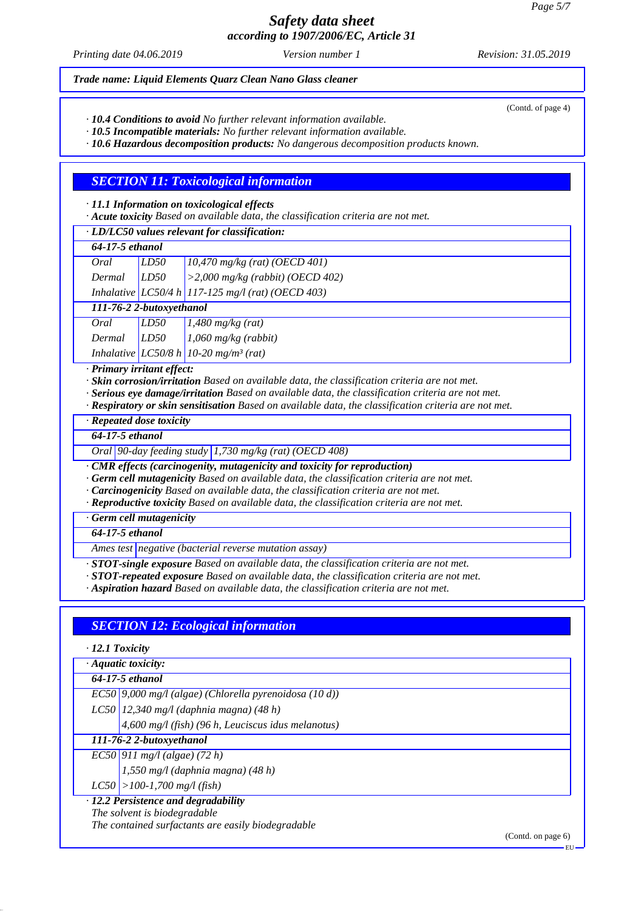*Trade name: Liquid Elements Quarz Clean Nano Glass cleaner*

(Contd. of page 4)

· ***10.4 Conditions to avoid*** *No further relevant information available.*
· ***10.5 Incompatible materials:*** *No further relevant information available.*
· ***10.6 Hazardous decomposition products:*** *No dangerous decomposition products known.*

## *SECTION 11: Toxicological information*

· ***11.1 Information on toxicological effects***
· ***Acute toxicity*** *Based on available data, the classification criteria are not met.*

| · ***LD/LC50 values relevant for classification:*** | | |
|---|---|---|
| ***64-17-5 ethanol*** | | |
| *Oral* | *LD50* | *10,470 mg/kg (rat) (OECD 401)* |
| *Dermal* | *LD50* | *>2,000 mg/kg (rabbit) (OECD 402)* |
| *Inhalative* | *LC50/4 h* | *117-125 mg/l (rat) (OECD 403)* |
| ***111-76-2 2-butoxyethanol*** | | |
| *Oral* | *LD50* | *1,480 mg/kg (rat)* |
| *Dermal* | *LD50* | *1,060 mg/kg (rabbit)* |
| *Inhalative* | *LC50/8 h* | *10-20 mg/m³ (rat)* |

· ***Primary irritant effect:***
· ***Skin corrosion/irritation*** *Based on available data, the classification criteria are not met.*
· ***Serious eye damage/irritation*** *Based on available data, the classification criteria are not met.*
· ***Respiratory or skin sensitisation*** *Based on available data, the classification criteria are not met.*

| · ***Repeated dose toxicity*** | | |
|---|---|---|
| ***64-17-5 ethanol*** | | |
| *Oral* | *90-day feeding study* | *1,730 mg/kg (rat) (OECD 408)* |

· ***CMR effects (carcinogenity, mutagenicity and toxicity for reproduction)***
· ***Germ cell mutagenicity*** *Based on available data, the classification criteria are not met.*
· ***Carcinogenicity*** *Based on available data, the classification criteria are not met.*
· ***Reproductive toxicity*** *Based on available data, the classification criteria are not met.*

| · ***Germ cell mutagenicity*** | |
|---|---|
| ***64-17-5 ethanol*** | |
| *Ames test* | *negative (bacterial reverse mutation assay)* |

· ***STOT-single exposure*** *Based on available data, the classification criteria are not met.*
· ***STOT-repeated exposure*** *Based on available data, the classification criteria are not met.*
· ***Aspiration hazard*** *Based on available data, the classification criteria are not met.*

## *SECTION 12: Ecological information*

· ***12.1 Toxicity***

| · ***Aquatic toxicity:*** | |
|---|---|
| ***64-17-5 ethanol*** | |
| *EC50* | *9,000 mg/l (algae) (Chlorella pyrenoidosa (10 d))* |
| *LC50* | *12,340 mg/l (daphnia magna) (48 h)* |
| | *4,600 mg/l (fish) (96 h, Leuciscus idus melanotus)* |
| ***111-76-2 2-butoxyethanol*** | |
| *EC50* | *911 mg/l (algae) (72 h)* |
| | *1,550 mg/l (daphnia magna) (48 h)* |
| *LC50* | *>100-1,700 mg/l (fish)* |

· ***12.2 Persistence and degradability***
*The solvent is biodegradable*
*The contained surfactants are easily biodegradable*

(Contd. on page 6)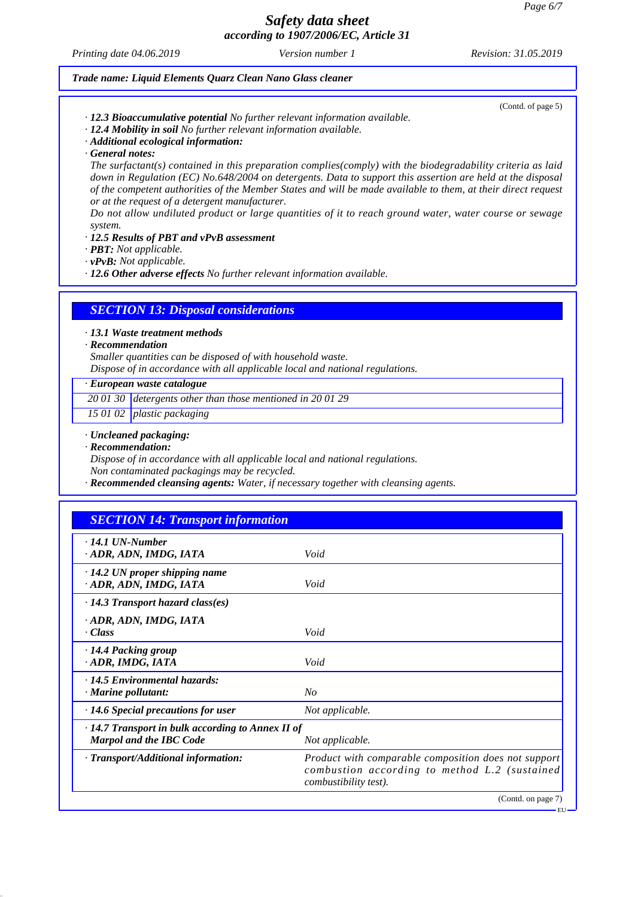*(Contd. of page 5)*

· **12.3 Bioaccumulative potential** No further relevant information available.
· **12.4 Mobility in soil** No further relevant information available.
· **Additional ecological information:**
· **General notes:**
The surfactant(s) contained in this preparation complies(comply) with the biodegradability criteria as laid down in Regulation (EC) No.648/2004 on detergents. Data to support this assertion are held at the disposal of the competent authorities of the Member States and will be made available to them, at their direct request or at the request of a detergent manufacturer.
Do not allow undiluted product or large quantities of it to reach ground water, water course or sewage system.
· **12.5 Results of PBT and vPvB assessment**
· **PBT:** Not applicable.
· **vPvB:** Not applicable.
· **12.6 Other adverse effects** No further relevant information available.

## SECTION 13: Disposal considerations

· **13.1 Waste treatment methods**
· **Recommendation**
Smaller quantities can be disposed of with household waste.
Dispose of in accordance with all applicable local and national regulations.

| · **European waste catalogue** | |
|---|---|
| 20 01 30 | detergents other than those mentioned in 20 01 29 |
| 15 01 02 | plastic packaging |

· **Uncleaned packaging:**
· **Recommendation:**
Dispose of in accordance with all applicable local and national regulations.
Non contaminated packagings may be recycled.
· **Recommended cleansing agents:** Water, if necessary together with cleansing agents.

## SECTION 14: Transport information

| | |
|---|---|
| · **14.1 UN-Number**<br>· **ADR, ADN, IMDG, IATA** | Void |
| · **14.2 UN proper shipping name**<br>· **ADR, ADN, IMDG, IATA** | Void |
| · **14.3 Transport hazard class(es)** | |
| · **ADR, ADN, IMDG, IATA**<br>· **Class** | Void |
| · **14.4 Packing group**<br>· **ADR, IMDG, IATA** | Void |
| · **14.5 Environmental hazards:**<br>· **Marine pollutant:** | No |
| · **14.6 Special precautions for user** | Not applicable. |
| · **14.7 Transport in bulk according to Annex II of Marpol and the IBC Code** | Not applicable. |
| · **Transport/Additional information:** | Product with comparable composition does not support combustion according to method L.2 (sustained combustibility test). |

*(Contd. on page 7)*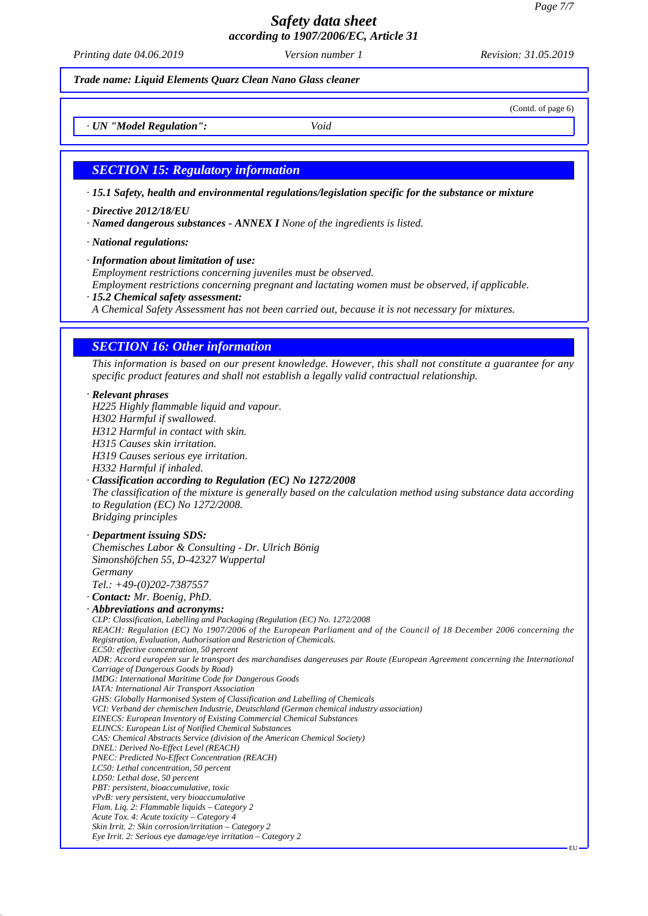Trade name: Liquid Elements Quartz Clean Nano Glass cleaner

(Contd. of page 6)

· UN "Model Regulation": Void

## SECTION 15: Regulatory information

· **15.1 Safety, health and environmental regulations/legislation specific for the substance or mixture**

· **Directive 2012/18/EU**

· **Named dangerous substances - ANNEX I** None of the ingredients is listed.

· **National regulations:**

· **Information about limitation of use:**
Employment restrictions concerning juveniles must be observed.
Employment restrictions concerning pregnant and lactating women must be observed, if applicable.

· **15.2 Chemical safety assessment:**
A Chemical Safety Assessment has not been carried out, because it is not necessary for mixtures.

## SECTION 16: Other information

This information is based on our present knowledge. However, this shall not constitute a guarantee for any specific product features and shall not establish a legally valid contractual relationship.

· **Relevant phrases**
H225 Highly flammable liquid and vapour.
H302 Harmful if swallowed.
H312 Harmful in contact with skin.
H315 Causes skin irritation.
H319 Causes serious eye irritation.
H332 Harmful if inhaled.

· **Classification according to Regulation (EC) No 1272/2008**
The classification of the mixture is generally based on the calculation method using substance data according to Regulation (EC) No 1272/2008.
Bridging principles

· **Department issuing SDS:**
Chemisches Labor & Consulting - Dr. Ulrich Bönig
Simonshöfchen 55, D-42327 Wuppertal
Germany
Tel.: +49-(0)202-7387557

· **Contact:** Mr. Boenig, PhD.

· **Abbreviations and acronyms:**
CLP: Classification, Labelling and Packaging (Regulation (EC) No. 1272/2008
REACH: Regulation (EC) No 1907/2006 of the European Parliament and of the Council of 18 December 2006 concerning the Registration, Evaluation, Authorisation and Restriction of Chemicals.
EC50: effective concentration, 50 percent
ADR: Accord européen sur le transport des marchandises dangereuses par Route (European Agreement concerning the International Carriage of Dangerous Goods by Road)
IMDG: International Maritime Code for Dangerous Goods
IATA: International Air Transport Association
GHS: Globally Harmonised System of Classification and Labelling of Chemicals
VCI: Verband der chemischen Industrie, Deutschland (German chemical industry association)
EINECS: European Inventory of Existing Commercial Chemical Substances
ELINCS: European List of Notified Chemical Substances
CAS: Chemical Abstracts Service (division of the American Chemical Society)
DNEL: Derived No-Effect Level (REACH)
PNEC: Predicted No-Effect Concentration (REACH)
LC50: Lethal concentration, 50 percent
LD50: Lethal dose, 50 percent
PBT: persistent, bioaccumulative, toxic
vPvB: very persistent, very bioaccumulative
Flam. Liq. 2: Flammable liquids – Category 2
Acute Tox. 4: Acute toxicity – Category 4
Skin Irrit. 2: Skin corrosion/irritation – Category 2
Eye Irrit. 2: Serious eye damage/eye irritation – Category 2